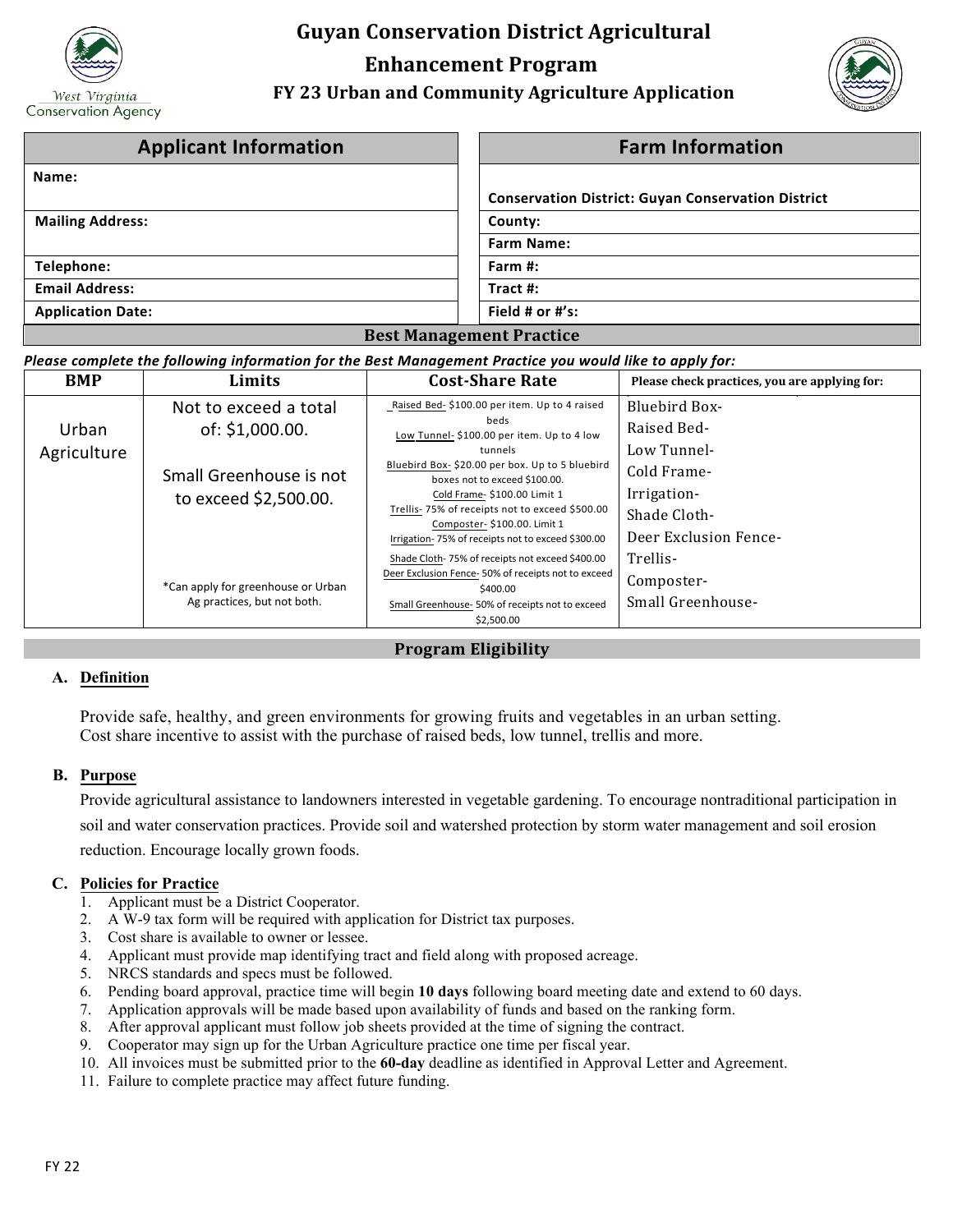# Guyan Conservation District Agricultural Enhancement Program

## FY 23 Urban and Community Agriculture Application

| Applicant Information | Farm Information |
|---|---|
| Name: | Conservation District: Guyan Conservation District |
| Mailing Address: | County: |
| | Farm Name: |
| Telephone: | Farm #: |
| Email Address: | Tract #: |
| Application Date: | Field # or #'s: |

### Best Management Practice

***Please complete the following information for the Best Management Practice you would like to apply for:***

| BMP | Limits | Cost-Share Rate | Please check practices, you are applying for: |
|---|---|---|---|
| Urban Agriculture | Not to exceed a total of: $1,000.00.<br><br>Small Greenhouse is not to exceed $2,500.00.<br><br>*Can apply for greenhouse or Urban Ag practices, but not both. | Raised Bed- $100.00 per item. Up to 4 raised beds<br>Low Tunnel- $100.00 per item. Up to 4 low tunnels<br>Bluebird Box- $20.00 per box. Up to 5 bluebird boxes not to exceed $100.00.<br>Cold Frame- $100.00 Limit 1<br>Trellis- 75% of receipts not to exceed $500.00<br>Composter- $100.00. Limit 1<br>Irrigation- 75% of receipts not to exceed $300.00<br>Shade Cloth- 75% of receipts not exceed $400.00<br>Deer Exclusion Fence- 50% of receipts not to exceed $400.00<br>Small Greenhouse- 50% of receipts not to exceed $2,500.00 | Bluebird Box-<br>Raised Bed-<br>Low Tunnel-<br>Cold Frame-<br>Irrigation-<br>Shade Cloth-<br>Deer Exclusion Fence-<br>Trellis-<br>Composter-<br>Small Greenhouse- |

### Program Eligibility

**A. Definition**

Provide safe, healthy, and green environments for growing fruits and vegetables in an urban setting. Cost share incentive to assist with the purchase of raised beds, low tunnel, trellis and more.

**B. Purpose**

Provide agricultural assistance to landowners interested in vegetable gardening. To encourage nontraditional participation in soil and water conservation practices. Provide soil and watershed protection by storm water management and soil erosion reduction. Encourage locally grown foods.

**C. Policies for Practice**

1. Applicant must be a District Cooperator.
2. A W-9 tax form will be required with application for District tax purposes.
3. Cost share is available to owner or lessee.
4. Applicant must provide map identifying tract and field along with proposed acreage.
5. NRCS standards and specs must be followed.
6. Pending board approval, practice time will begin **10 days** following board meeting date and extend to 60 days.
7. Application approvals will be made based upon availability of funds and based on the ranking form.
8. After approval applicant must follow job sheets provided at the time of signing the contract.
9. Cooperator may sign up for the Urban Agriculture practice one time per fiscal year.
10. All invoices must be submitted prior to the **60-day** deadline as identified in Approval Letter and Agreement.
11. Failure to complete practice may affect future funding.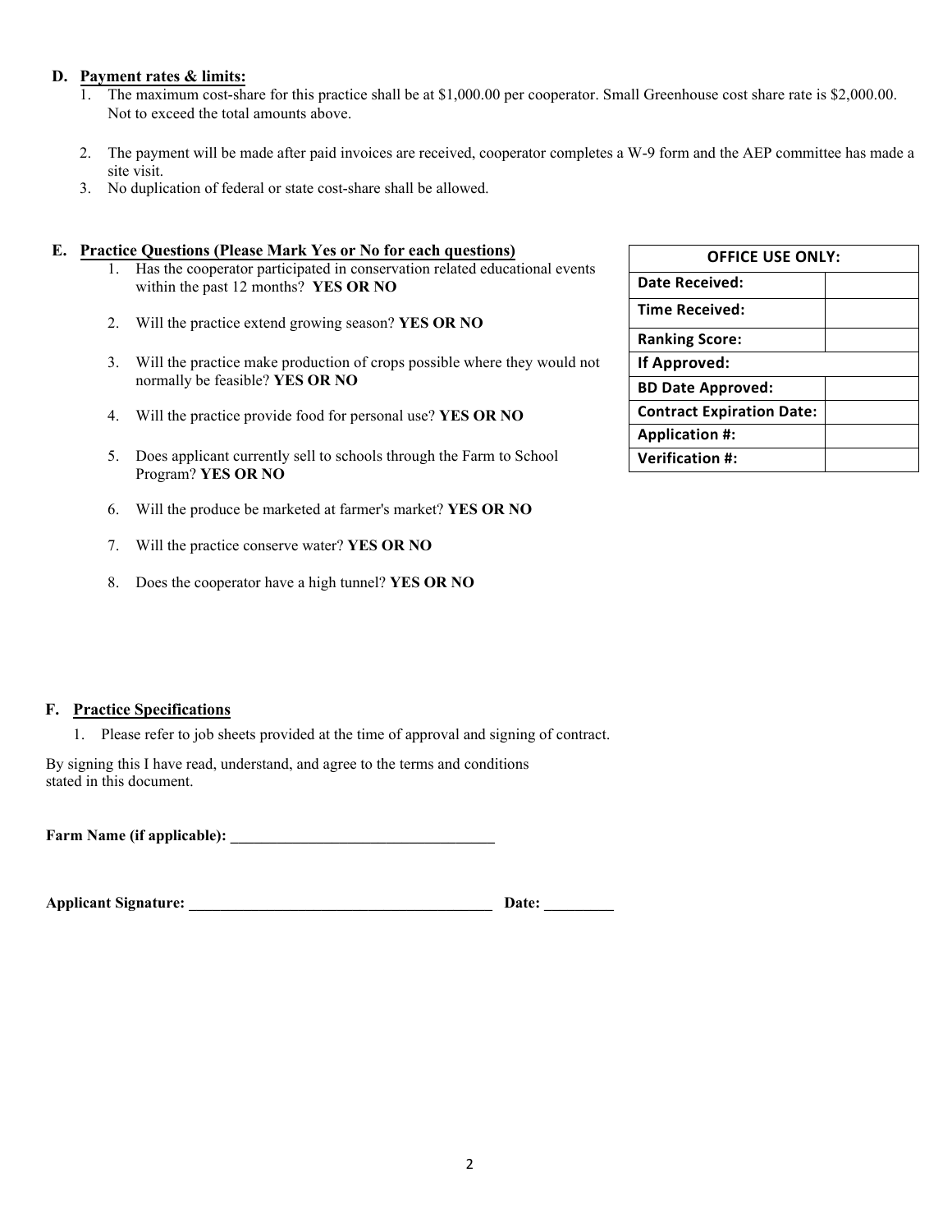**D. Payment rates & limits:**

1. The maximum cost-share for this practice shall be at $1,000.00 per cooperator. Small Greenhouse cost share rate is $2,000.00. Not to exceed the total amounts above.

2. The payment will be made after paid invoices are received, cooperator completes a W-9 form and the AEP committee has made a site visit.
3. No duplication of federal or state cost-share shall be allowed.

**E. Practice Questions (Please Mark Yes or No for each questions)**

1. Has the cooperator participated in conservation related educational events within the past 12 months? **YES OR NO**

2. Will the practice extend growing season? **YES OR NO**

3. Will the practice make production of crops possible where they would not normally be feasible? **YES OR NO**

4. Will the practice provide food for personal use? **YES OR NO**

5. Does applicant currently sell to schools through the Farm to School Program? **YES OR NO**

6. Will the produce be marketed at farmer's market? **YES OR NO**

7. Will the practice conserve water? **YES OR NO**

8. Does the cooperator have a high tunnel? **YES OR NO**

| OFFICE USE ONLY: | |
|---|---|
| Date Received: | |
| Time Received: | |
| Ranking Score: | |
| If Approved: | |
| BD Date Approved: | |
| Contract Expiration Date: | |
| Application #: | |
| Verification #: | |

**F. Practice Specifications**

1. Please refer to job sheets provided at the time of approval and signing of contract.

By signing this I have read, understand, and agree to the terms and conditions stated in this document.

**Farm Name (if applicable): ___________________________________**

**Applicant Signature: ________________________________________ Date: _________**